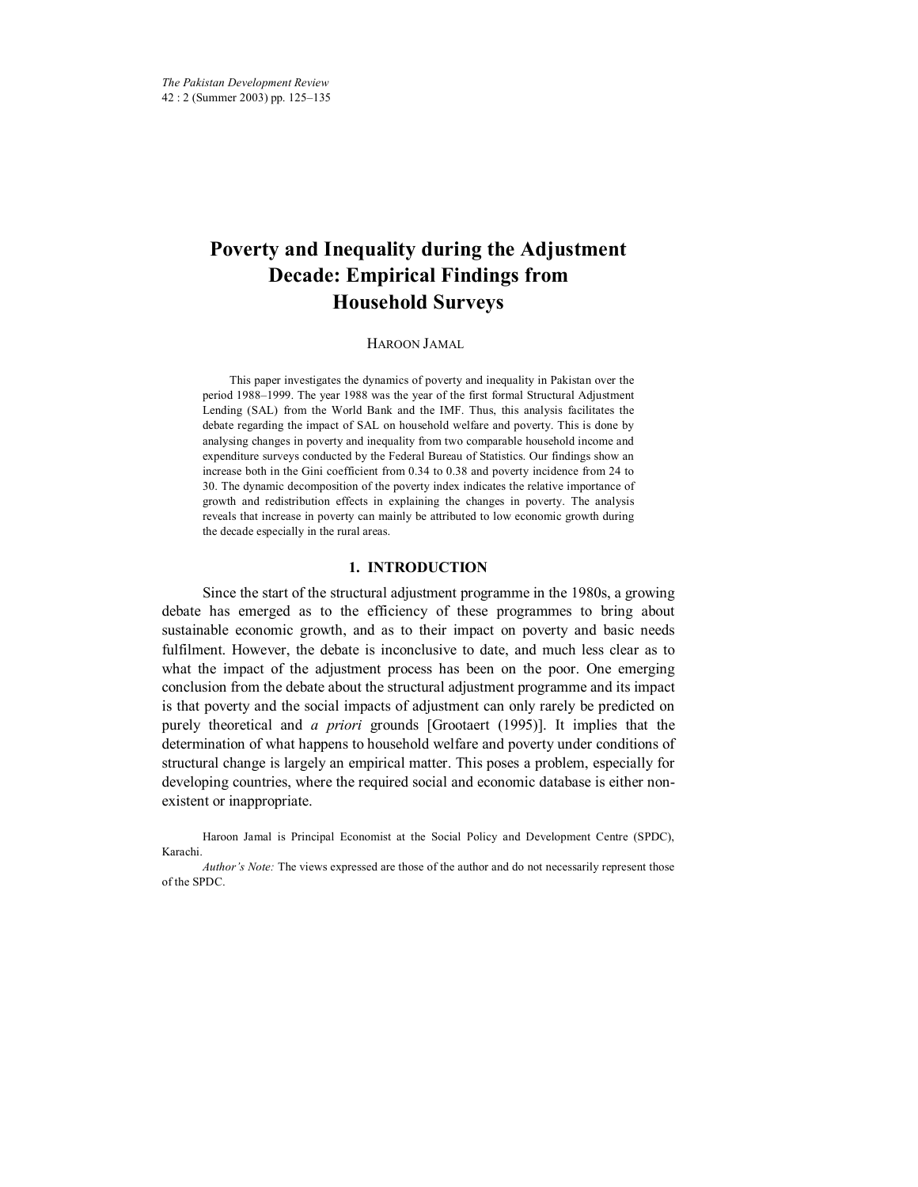# Poverty and Inequality during the Adjustment Decade: Empirical Findings from Household Surveys

HAROON JAMAL

This paper investigates the dynamics of poverty and inequality in Pakistan over the period 1988–1999. The year 1988 was the year of the first formal Structural Adjustment Lending (SAL) from the World Bank and the IMF. Thus, this analysis facilitates the debate regarding the impact of SAL on household welfare and poverty. This is done by analysing changes in poverty and inequality from two comparable household income and expenditure surveys conducted by the Federal Bureau of Statistics. Our findings show an increase both in the Gini coefficient from 0.34 to 0.38 and poverty incidence from 24 to 30. The dynamic decomposition of the poverty index indicates the relative importance of growth and redistribution effects in explaining the changes in poverty. The analysis reveals that increase in poverty can mainly be attributed to low economic growth during the decade especially in the rural areas.

## 1. INTRODUCTION

Since the start of the structural adjustment programme in the 1980s, a growing debate has emerged as to the efficiency of these programmes to bring about sustainable economic growth, and as to their impact on poverty and basic needs fulfilment. However, the debate is inconclusive to date, and much less clear as to what the impact of the adjustment process has been on the poor. One emerging conclusion from the debate about the structural adjustment programme and its impact is that poverty and the social impacts of adjustment can only rarely be predicted on purely theoretical and *a priori* grounds [Grootaert (1995)]. It implies that the determination of what happens to household welfare and poverty under conditions of structural change is largely an empirical matter. This poses a problem, especially for developing countries, where the required social and economic database is either non-existent or inappropriate.

Haroon Jamal is Principal Economist at the Social Policy and Development Centre (SPDC), Karachi.

*Author's Note:* The views expressed are those of the author and do not necessarily represent those of the SPDC.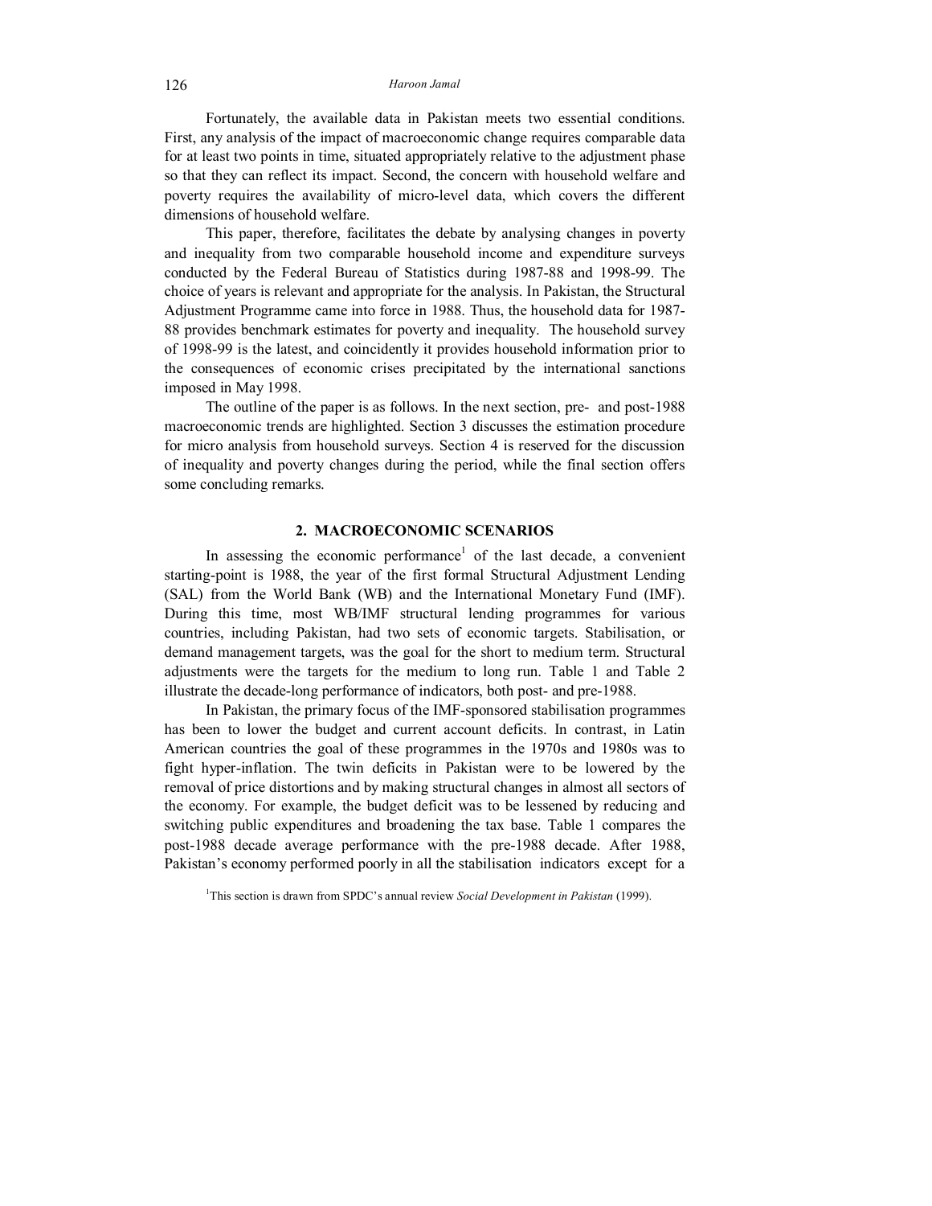Fortunately, the available data in Pakistan meets two essential conditions. First, any analysis of the impact of macroeconomic change requires comparable data for at least two points in time, situated appropriately relative to the adjustment phase so that they can reflect its impact. Second, the concern with household welfare and poverty requires the availability of micro-level data, which covers the different dimensions of household welfare.

This paper, therefore, facilitates the debate by analysing changes in poverty and inequality from two comparable household income and expenditure surveys conducted by the Federal Bureau of Statistics during 1987-88 and 1998-99. The choice of years is relevant and appropriate for the analysis. In Pakistan, the Structural Adjustment Programme came into force in 1988. Thus, the household data for 1987-88 provides benchmark estimates for poverty and inequality. The household survey of 1998-99 is the latest, and coincidently it provides household information prior to the consequences of economic crises precipitated by the international sanctions imposed in May 1998.

The outline of the paper is as follows. In the next section, pre- and post-1988 macroeconomic trends are highlighted. Section 3 discusses the estimation procedure for micro analysis from household surveys. Section 4 is reserved for the discussion of inequality and poverty changes during the period, while the final section offers some concluding remarks.

## 2. MACROECONOMIC SCENARIOS

In assessing the economic performance[1] of the last decade, a convenient starting-point is 1988, the year of the first formal Structural Adjustment Lending (SAL) from the World Bank (WB) and the International Monetary Fund (IMF). During this time, most WB/IMF structural lending programmes for various countries, including Pakistan, had two sets of economic targets. Stabilisation, or demand management targets, was the goal for the short to medium term. Structural adjustments were the targets for the medium to long run. Table 1 and Table 2 illustrate the decade-long performance of indicators, both post- and pre-1988.

In Pakistan, the primary focus of the IMF-sponsored stabilisation programmes has been to lower the budget and current account deficits. In contrast, in Latin American countries the goal of these programmes in the 1970s and 1980s was to fight hyper-inflation. The twin deficits in Pakistan were to be lowered by the removal of price distortions and by making structural changes in almost all sectors of the economy. For example, the budget deficit was to be lessened by reducing and switching public expenditures and broadening the tax base. Table 1 compares the post-1988 decade average performance with the pre-1988 decade. After 1988, Pakistan's economy performed poorly in all the stabilisation indicators except for a

[1]This section is drawn from SPDC's annual review *Social Development in Pakistan* (1999).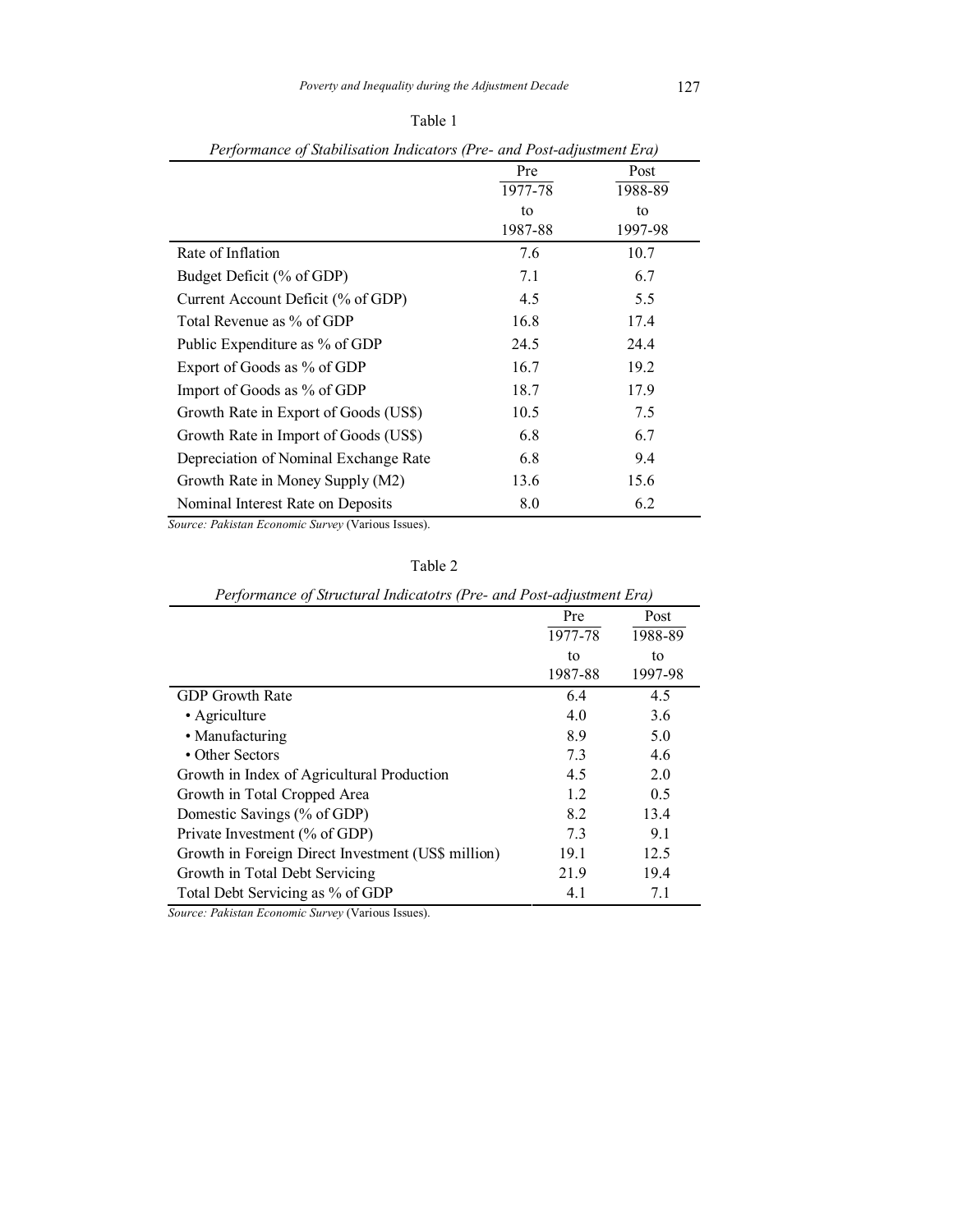Table 1

*Performance of Stabilisation Indicators (Pre- and Post-adjustment Era)*

| | Pre<br>1977-78<br>to<br>1987-88 | Post<br>1988-89<br>to<br>1997-98 |
|---|---|---|
| Rate of Inflation | 7.6 | 10.7 |
| Budget Deficit (% of GDP) | 7.1 | 6.7 |
| Current Account Deficit (% of GDP) | 4.5 | 5.5 |
| Total Revenue as % of GDP | 16.8 | 17.4 |
| Public Expenditure as % of GDP | 24.5 | 24.4 |
| Export of Goods as % of GDP | 16.7 | 19.2 |
| Import of Goods as % of GDP | 18.7 | 17.9 |
| Growth Rate in Export of Goods (US$) | 10.5 | 7.5 |
| Growth Rate in Import of Goods (US$) | 6.8 | 6.7 |
| Depreciation of Nominal Exchange Rate | 6.8 | 9.4 |
| Growth Rate in Money Supply (M2) | 13.6 | 15.6 |
| Nominal Interest Rate on Deposits | 8.0 | 6.2 |

*Source: Pakistan Economic Survey* (Various Issues).

Table 2

*Performance of Structural Indicatotrs (Pre- and Post-adjustment Era)*

| | Pre<br>1977-78<br>to<br>1987-88 | Post<br>1988-89<br>to<br>1997-98 |
|---|---|---|
| GDP Growth Rate | 6.4 | 4.5 |
| • Agriculture | 4.0 | 3.6 |
| • Manufacturing | 8.9 | 5.0 |
| • Other Sectors | 7.3 | 4.6 |
| Growth in Index of Agricultural Production | 4.5 | 2.0 |
| Growth in Total Cropped Area | 1.2 | 0.5 |
| Domestic Savings (% of GDP) | 8.2 | 13.4 |
| Private Investment (% of GDP) | 7.3 | 9.1 |
| Growth in Foreign Direct Investment (US$ million) | 19.1 | 12.5 |
| Growth in Total Debt Servicing | 21.9 | 19.4 |
| Total Debt Servicing as % of GDP | 4.1 | 7.1 |

*Source: Pakistan Economic Survey* (Various Issues).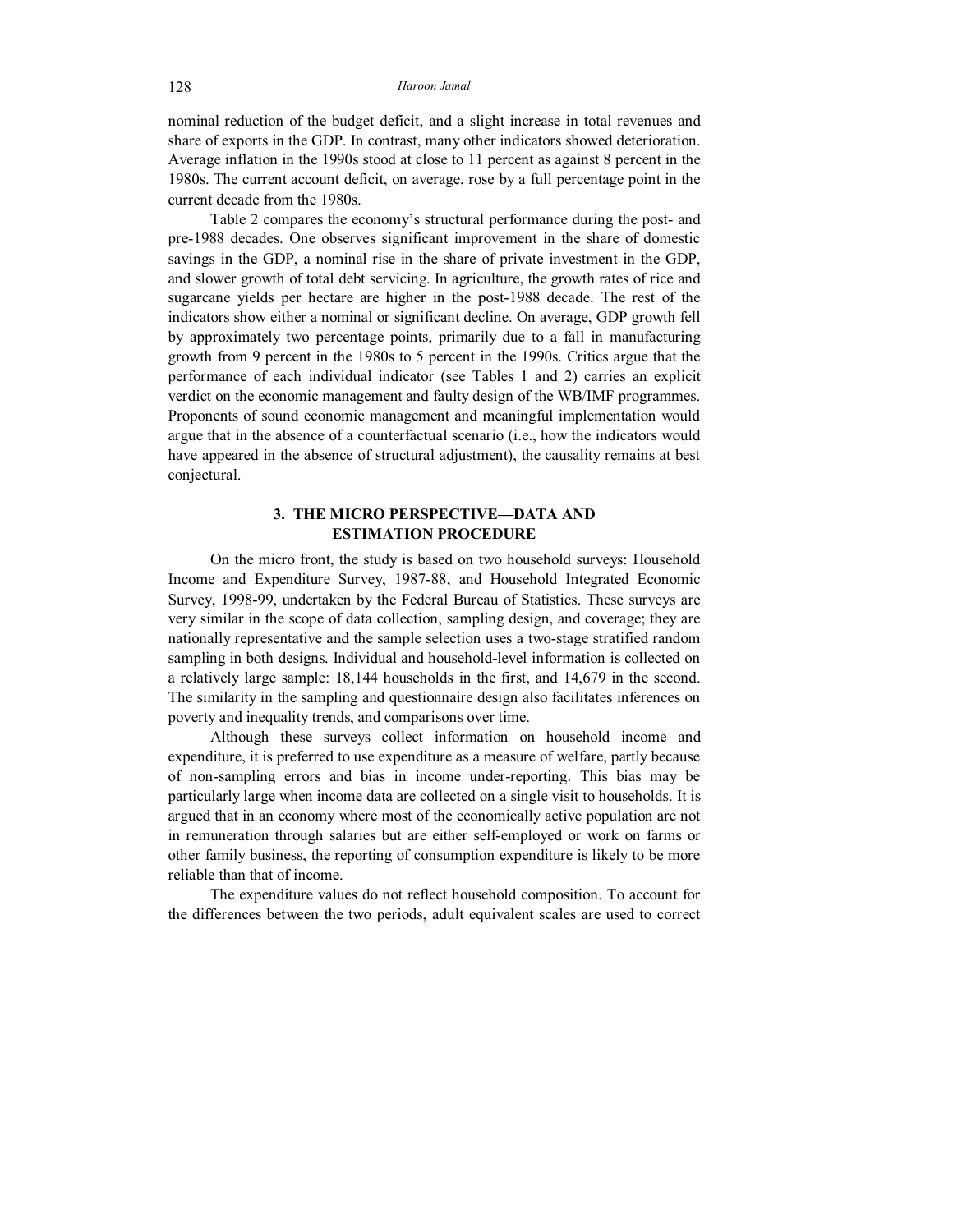nominal reduction of the budget deficit, and a slight increase in total revenues and share of exports in the GDP. In contrast, many other indicators showed deterioration. Average inflation in the 1990s stood at close to 11 percent as against 8 percent in the 1980s. The current account deficit, on average, rose by a full percentage point in the current decade from the 1980s.

Table 2 compares the economy's structural performance during the post- and pre-1988 decades. One observes significant improvement in the share of domestic savings in the GDP, a nominal rise in the share of private investment in the GDP, and slower growth of total debt servicing. In agriculture, the growth rates of rice and sugarcane yields per hectare are higher in the post-1988 decade. The rest of the indicators show either a nominal or significant decline. On average, GDP growth fell by approximately two percentage points, primarily due to a fall in manufacturing growth from 9 percent in the 1980s to 5 percent in the 1990s. Critics argue that the performance of each individual indicator (see Tables 1 and 2) carries an explicit verdict on the economic management and faulty design of the WB/IMF programmes. Proponents of sound economic management and meaningful implementation would argue that in the absence of a counterfactual scenario (i.e., how the indicators would have appeared in the absence of structural adjustment), the causality remains at best conjectural.

## 3. THE MICRO PERSPECTIVE—DATA AND ESTIMATION PROCEDURE

On the micro front, the study is based on two household surveys: Household Income and Expenditure Survey, 1987-88, and Household Integrated Economic Survey, 1998-99, undertaken by the Federal Bureau of Statistics. These surveys are very similar in the scope of data collection, sampling design, and coverage; they are nationally representative and the sample selection uses a two-stage stratified random sampling in both designs. Individual and household-level information is collected on a relatively large sample: 18,144 households in the first, and 14,679 in the second. The similarity in the sampling and questionnaire design also facilitates inferences on poverty and inequality trends, and comparisons over time.

Although these surveys collect information on household income and expenditure, it is preferred to use expenditure as a measure of welfare, partly because of non-sampling errors and bias in income under-reporting. This bias may be particularly large when income data are collected on a single visit to households. It is argued that in an economy where most of the economically active population are not in remuneration through salaries but are either self-employed or work on farms or other family business, the reporting of consumption expenditure is likely to be more reliable than that of income.

The expenditure values do not reflect household composition. To account for the differences between the two periods, adult equivalent scales are used to correct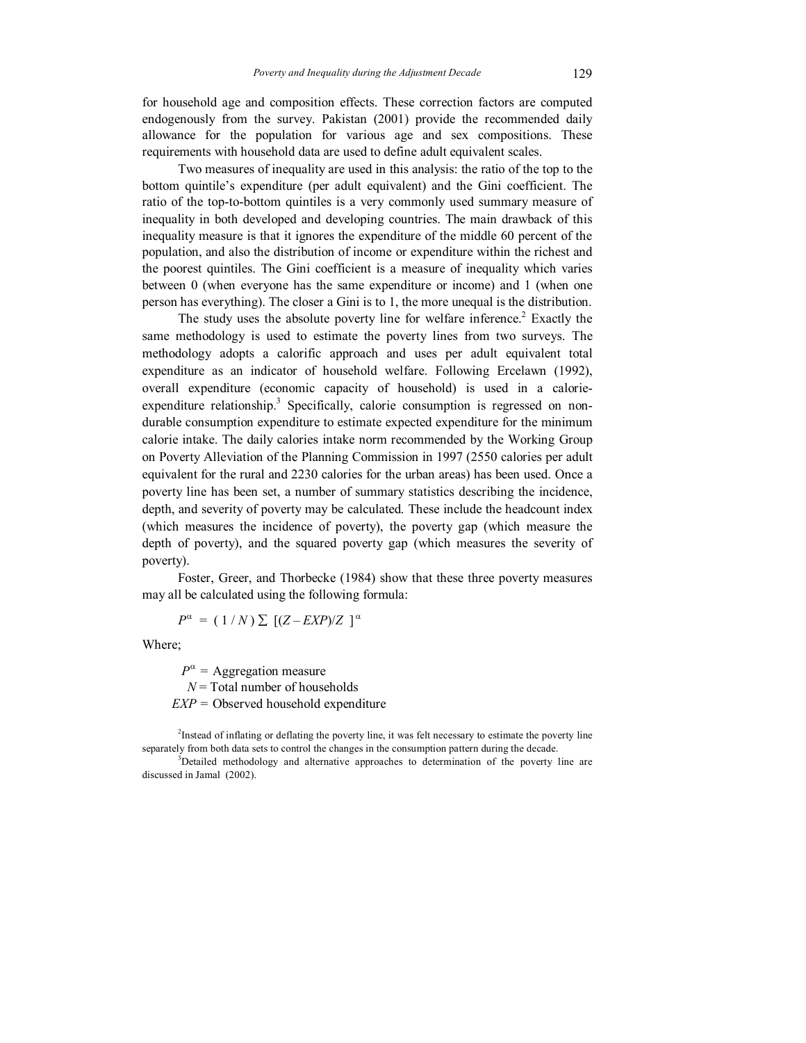for household age and composition effects. These correction factors are computed endogenously from the survey. Pakistan (2001) provide the recommended daily allowance for the population for various age and sex compositions. These requirements with household data are used to define adult equivalent scales.

Two measures of inequality are used in this analysis: the ratio of the top to the bottom quintile's expenditure (per adult equivalent) and the Gini coefficient. The ratio of the top-to-bottom quintiles is a very commonly used summary measure of inequality in both developed and developing countries. The main drawback of this inequality measure is that it ignores the expenditure of the middle 60 percent of the population, and also the distribution of income or expenditure within the richest and the poorest quintiles. The Gini coefficient is a measure of inequality which varies between 0 (when everyone has the same expenditure or income) and 1 (when one person has everything). The closer a Gini is to 1, the more unequal is the distribution.

The study uses the absolute poverty line for welfare inference.[2] Exactly the same methodology is used to estimate the poverty lines from two surveys. The methodology adopts a calorific approach and uses per adult equivalent total expenditure as an indicator of household welfare. Following Ercelawn (1992), overall expenditure (economic capacity of household) is used in a calorie-expenditure relationship.[3] Specifically, calorie consumption is regressed on non-durable consumption expenditure to estimate expected expenditure for the minimum calorie intake. The daily calories intake norm recommended by the Working Group on Poverty Alleviation of the Planning Commission in 1997 (2550 calories per adult equivalent for the rural and 2230 calories for the urban areas) has been used. Once a poverty line has been set, a number of summary statistics describing the incidence, depth, and severity of poverty may be calculated. These include the headcount index (which measures the incidence of poverty), the poverty gap (which measure the depth of poverty), and the squared poverty gap (which measures the severity of poverty).

Foster, Greer, and Thorbecke (1984) show that these three poverty measures may all be calculated using the following formula:

$$P^{\alpha} = (1/N) \sum [(Z - EXP)/Z]^{\alpha}$$

Where;

$P^{\alpha}$ = Aggregation measure
$N$ = Total number of households
$EXP$ = Observed household expenditure

[2]Instead of inflating or deflating the poverty line, it was felt necessary to estimate the poverty line separately from both data sets to control the changes in the consumption pattern during the decade.

[3]Detailed methodology and alternative approaches to determination of the poverty line are discussed in Jamal (2002).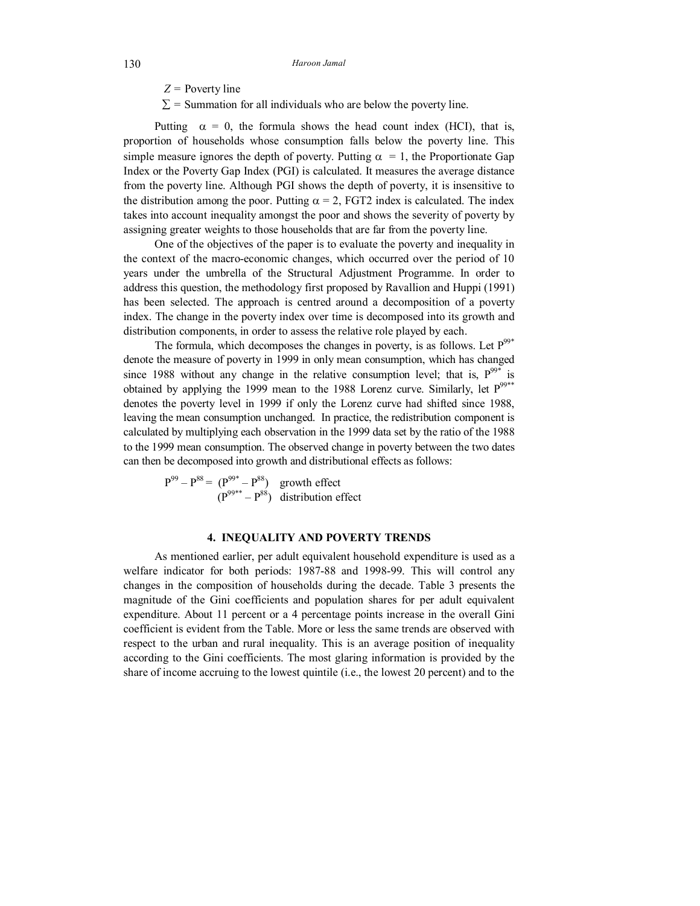$Z$ = Poverty line

$\sum$ = Summation for all individuals who are below the poverty line.

Putting $\alpha = 0$, the formula shows the head count index (HCI), that is, proportion of households whose consumption falls below the poverty line. This simple measure ignores the depth of poverty. Putting $\alpha = 1$, the Proportionate Gap Index or the Poverty Gap Index (PGI) is calculated. It measures the average distance from the poverty line. Although PGI shows the depth of poverty, it is insensitive to the distribution among the poor. Putting $\alpha = 2$, FGT2 index is calculated. The index takes into account inequality amongst the poor and shows the severity of poverty by assigning greater weights to those households that are far from the poverty line.

One of the objectives of the paper is to evaluate the poverty and inequality in the context of the macro-economic changes, which occurred over the period of 10 years under the umbrella of the Structural Adjustment Programme. In order to address this question, the methodology first proposed by Ravallion and Huppi (1991) has been selected. The approach is centred around a decomposition of a poverty index. The change in the poverty index over time is decomposed into its growth and distribution components, in order to assess the relative role played by each.

The formula, which decomposes the changes in poverty, is as follows. Let $P^{99*}$ denote the measure of poverty in 1999 in only mean consumption, which has changed since 1988 without any change in the relative consumption level; that is, $P^{99*}$ is obtained by applying the 1999 mean to the 1988 Lorenz curve. Similarly, let $P^{99**}$ denotes the poverty level in 1999 if only the Lorenz curve had shifted since 1988, leaving the mean consumption unchanged. In practice, the redistribution component is calculated by multiplying each observation in the 1999 data set by the ratio of the 1988 to the 1999 mean consumption. The observed change in poverty between the two dates can then be decomposed into growth and distributional effects as follows:

$$
\begin{aligned}
P^{99} - P^{88} = \; & (P^{99*} - P^{88}) \quad \text{growth effect} \\
& (P^{99**} - P^{88}) \quad \text{distribution effect}
\end{aligned}
$$

## 4. INEQUALITY AND POVERTY TRENDS

As mentioned earlier, per adult equivalent household expenditure is used as a welfare indicator for both periods: 1987-88 and 1998-99. This will control any changes in the composition of households during the decade. Table 3 presents the magnitude of the Gini coefficients and population shares for per adult equivalent expenditure. About 11 percent or a 4 percentage points increase in the overall Gini coefficient is evident from the Table. More or less the same trends are observed with respect to the urban and rural inequality. This is an average position of inequality according to the Gini coefficients. The most glaring information is provided by the share of income accruing to the lowest quintile (i.e., the lowest 20 percent) and to the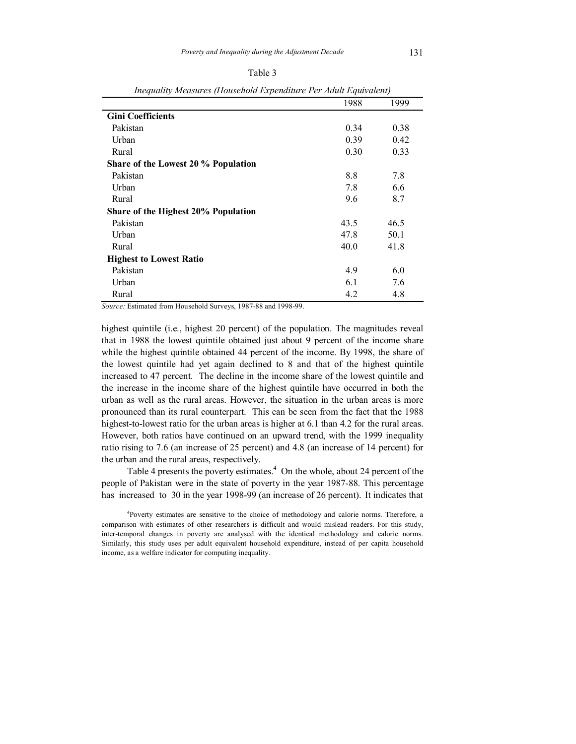Table 3

*Inequality Measures (Household Expenditure Per Adult Equivalent)*

| | 1988 | 1999 |
|---|---|---|
| **Gini Coefficients** | | |
| Pakistan | 0.34 | 0.38 |
| Urban | 0.39 | 0.42 |
| Rural | 0.30 | 0.33 |
| **Share of the Lowest 20 % Population** | | |
| Pakistan | 8.8 | 7.8 |
| Urban | 7.8 | 6.6 |
| Rural | 9.6 | 8.7 |
| **Share of the Highest 20% Population** | | |
| Pakistan | 43.5 | 46.5 |
| Urban | 47.8 | 50.1 |
| Rural | 40.0 | 41.8 |
| **Highest to Lowest Ratio** | | |
| Pakistan | 4.9 | 6.0 |
| Urban | 6.1 | 7.6 |
| Rural | 4.2 | 4.8 |

*Source:* Estimated from Household Surveys, 1987-88 and 1998-99.

highest quintile (i.e., highest 20 percent) of the population. The magnitudes reveal that in 1988 the lowest quintile obtained just about 9 percent of the income share while the highest quintile obtained 44 percent of the income. By 1998, the share of the lowest quintile had yet again declined to 8 and that of the highest quintile increased to 47 percent. The decline in the income share of the lowest quintile and the increase in the income share of the highest quintile have occurred in both the urban as well as the rural areas. However, the situation in the urban areas is more pronounced than its rural counterpart. This can be seen from the fact that the 1988 highest-to-lowest ratio for the urban areas is higher at 6.1 than 4.2 for the rural areas. However, both ratios have continued on an upward trend, with the 1999 inequality ratio rising to 7.6 (an increase of 25 percent) and 4.8 (an increase of 14 percent) for the urban and the rural areas, respectively.

Table 4 presents the poverty estimates.[4] On the whole, about 24 percent of the people of Pakistan were in the state of poverty in the year 1987-88. This percentage has increased to 30 in the year 1998-99 (an increase of 26 percent). It indicates that

[4]Poverty estimates are sensitive to the choice of methodology and calorie norms. Therefore, a comparison with estimates of other researchers is difficult and would mislead readers. For this study, inter-temporal changes in poverty are analysed with the identical methodology and calorie norms. Similarly, this study uses per adult equivalent household expenditure, instead of per capita household income, as a welfare indicator for computing inequality.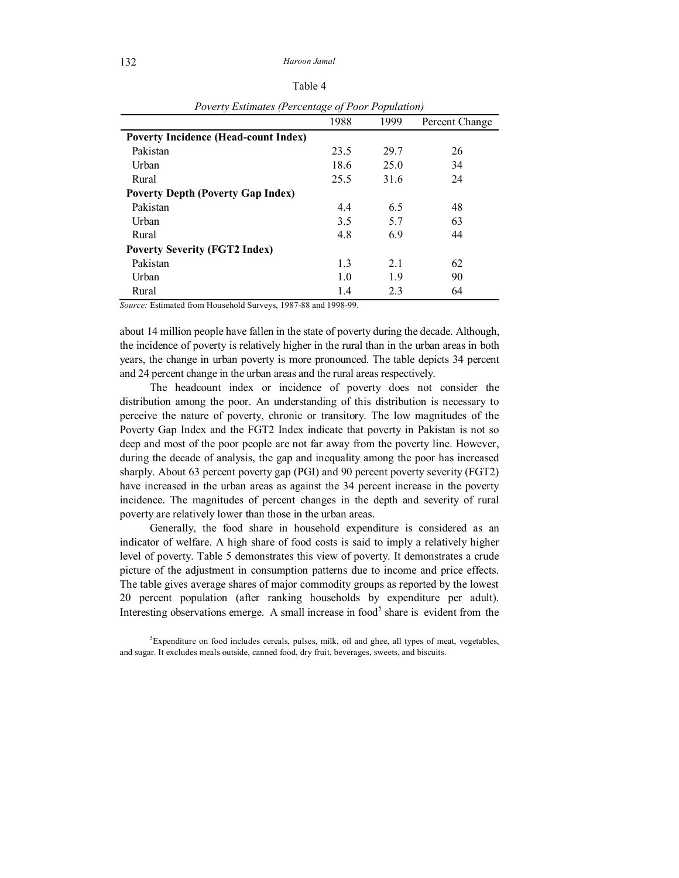Table 4

*Poverty Estimates (Percentage of Poor Population)*

| | 1988 | 1999 | Percent Change |
|---|---|---|---|
| **Poverty Incidence (Head-count Index)** | | | |
| Pakistan | 23.5 | 29.7 | 26 |
| Urban | 18.6 | 25.0 | 34 |
| Rural | 25.5 | 31.6 | 24 |
| **Poverty Depth (Poverty Gap Index)** | | | |
| Pakistan | 4.4 | 6.5 | 48 |
| Urban | 3.5 | 5.7 | 63 |
| Rural | 4.8 | 6.9 | 44 |
| **Poverty Severity (FGT2 Index)** | | | |
| Pakistan | 1.3 | 2.1 | 62 |
| Urban | 1.0 | 1.9 | 90 |
| Rural | 1.4 | 2.3 | 64 |

*Source:* Estimated from Household Surveys, 1987-88 and 1998-99.

about 14 million people have fallen in the state of poverty during the decade. Although, the incidence of poverty is relatively higher in the rural than in the urban areas in both years, the change in urban poverty is more pronounced. The table depicts 34 percent and 24 percent change in the urban areas and the rural areas respectively.

The headcount index or incidence of poverty does not consider the distribution among the poor. An understanding of this distribution is necessary to perceive the nature of poverty, chronic or transitory. The low magnitudes of the Poverty Gap Index and the FGT2 Index indicate that poverty in Pakistan is not so deep and most of the poor people are not far away from the poverty line. However, during the decade of analysis, the gap and inequality among the poor has increased sharply. About 63 percent poverty gap (PGI) and 90 percent poverty severity (FGT2) have increased in the urban areas as against the 34 percent increase in the poverty incidence. The magnitudes of percent changes in the depth and severity of rural poverty are relatively lower than those in the urban areas.

Generally, the food share in household expenditure is considered as an indicator of welfare. A high share of food costs is said to imply a relatively higher level of poverty. Table 5 demonstrates this view of poverty. It demonstrates a crude picture of the adjustment in consumption patterns due to income and price effects. The table gives average shares of major commodity groups as reported by the lowest 20 percent population (after ranking households by expenditure per adult). Interesting observations emerge. A small increase in food[5] share is evident from the

[5]Expenditure on food includes cereals, pulses, milk, oil and ghee, all types of meat, vegetables, and sugar. It excludes meals outside, canned food, dry fruit, beverages, sweets, and biscuits.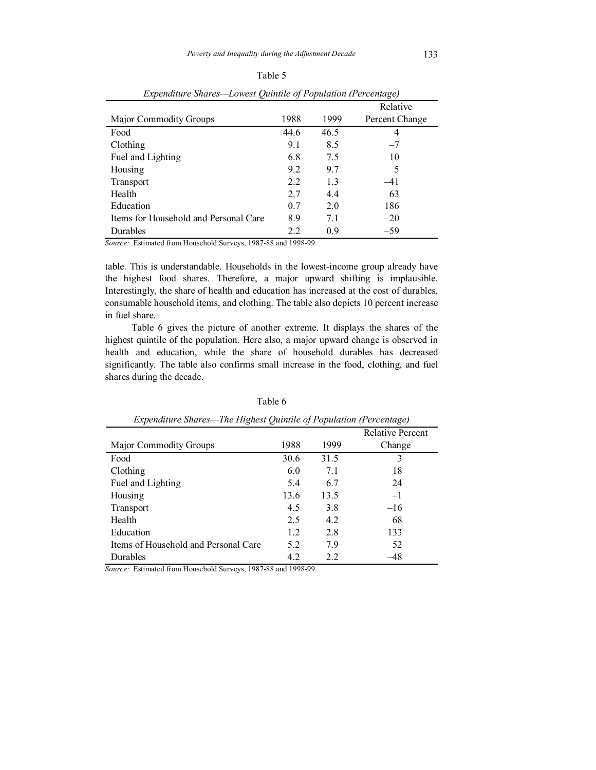Table 5

*Expenditure Shares—Lowest Quintile of Population (Percentage)*

| Major Commodity Groups | 1988 | 1999 | Relative Percent Change |
|---|---|---|---|
| Food | 44.6 | 46.5 | 4 |
| Clothing | 9.1 | 8.5 | –7 |
| Fuel and Lighting | 6.8 | 7.5 | 10 |
| Housing | 9.2 | 9.7 | 5 |
| Transport | 2.2 | 1.3 | –41 |
| Health | 2.7 | 4.4 | 63 |
| Education | 0.7 | 2.0 | 186 |
| Items for Household and Personal Care | 8.9 | 7.1 | –20 |
| Durables | 2.2 | 0.9 | –59 |

*Source:* Estimated from Household Surveys, 1987-88 and 1998-99.

table. This is understandable. Households in the lowest-income group already have the highest food shares. Therefore, a major upward shifting is implausible. Interestingly, the share of health and education has increased at the cost of durables, consumable household items, and clothing. The table also depicts 10 percent increase in fuel share.

Table 6 gives the picture of another extreme. It displays the shares of the highest quintile of the population. Here also, a major upward change is observed in health and education, while the share of household durables has decreased significantly. The table also confirms small increase in the food, clothing, and fuel shares during the decade.

Table 6

*Expenditure Shares—The Highest Quintile of Population (Percentage)*

| Major Commodity Groups | 1988 | 1999 | Relative Percent Change |
|---|---|---|---|
| Food | 30.6 | 31.5 | 3 |
| Clothing | 6.0 | 7.1 | 18 |
| Fuel and Lighting | 5.4 | 6.7 | 24 |
| Housing | 13.6 | 13.5 | –1 |
| Transport | 4.5 | 3.8 | –16 |
| Health | 2.5 | 4.2 | 68 |
| Education | 1.2 | 2.8 | 133 |
| Items of Household and Personal Care | 5.2 | 7.9 | 52 |
| Durables | 4.2 | 2.2 | –48 |

*Source:* Estimated from Household Surveys, 1987-88 and 1998-99.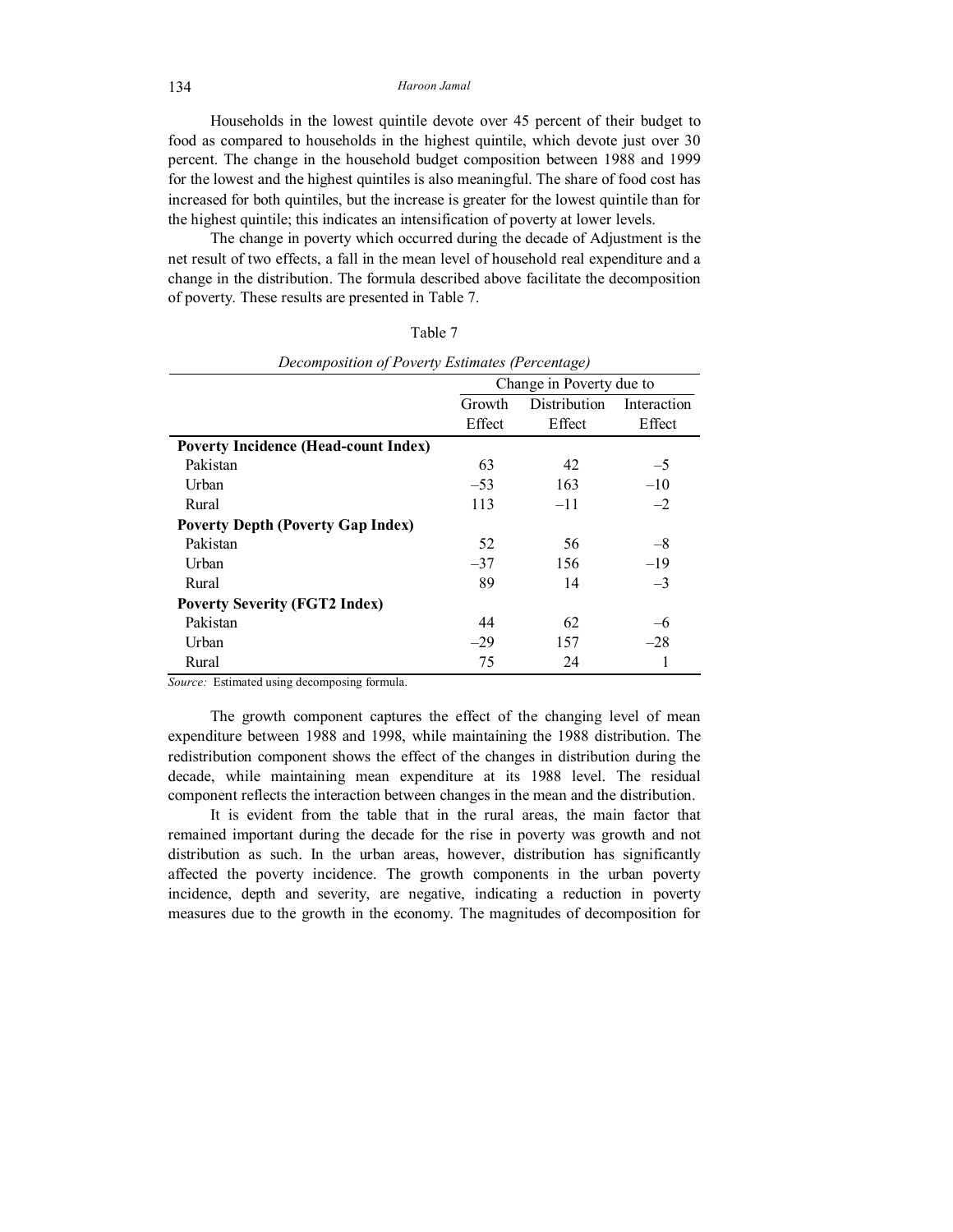Households in the lowest quintile devote over 45 percent of their budget to food as compared to households in the highest quintile, which devote just over 30 percent. The change in the household budget composition between 1988 and 1999 for the lowest and the highest quintiles is also meaningful. The share of food cost has increased for both quintiles, but the increase is greater for the lowest quintile than for the highest quintile; this indicates an intensification of poverty at lower levels.

The change in poverty which occurred during the decade of Adjustment is the net result of two effects, a fall in the mean level of household real expenditure and a change in the distribution. The formula described above facilitate the decomposition of poverty. These results are presented in Table 7.

Table 7

*Decomposition of Poverty Estimates (Percentage)*

| | Change in Poverty due to | | |
|---|---|---|---|
| | Growth Effect | Distribution Effect | Interaction Effect |
| **Poverty Incidence (Head-count Index)** | | | |
| Pakistan | 63 | 42 | –5 |
| Urban | –53 | 163 | –10 |
| Rural | 113 | –11 | –2 |
| **Poverty Depth (Poverty Gap Index)** | | | |
| Pakistan | 52 | 56 | –8 |
| Urban | –37 | 156 | –19 |
| Rural | 89 | 14 | –3 |
| **Poverty Severity (FGT2 Index)** | | | |
| Pakistan | 44 | 62 | –6 |
| Urban | –29 | 157 | –28 |
| Rural | 75 | 24 | 1 |

*Source:* Estimated using decomposing formula.

The growth component captures the effect of the changing level of mean expenditure between 1988 and 1998, while maintaining the 1988 distribution. The redistribution component shows the effect of the changes in distribution during the decade, while maintaining mean expenditure at its 1988 level. The residual component reflects the interaction between changes in the mean and the distribution.

It is evident from the table that in the rural areas, the main factor that remained important during the decade for the rise in poverty was growth and not distribution as such. In the urban areas, however, distribution has significantly affected the poverty incidence. The growth components in the urban poverty incidence, depth and severity, are negative, indicating a reduction in poverty measures due to the growth in the economy. The magnitudes of decomposition for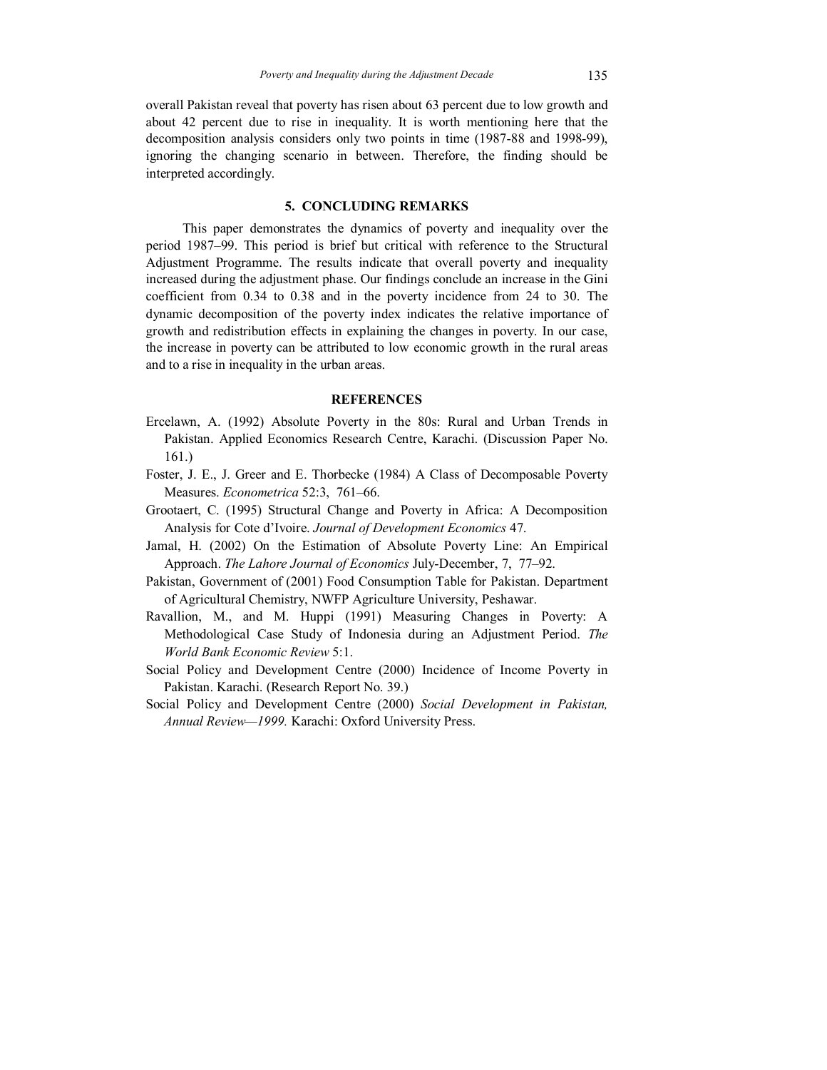overall Pakistan reveal that poverty has risen about 63 percent due to low growth and about 42 percent due to rise in inequality. It is worth mentioning here that the decomposition analysis considers only two points in time (1987-88 and 1998-99), ignoring the changing scenario in between. Therefore, the finding should be interpreted accordingly.

## 5. CONCLUDING REMARKS

This paper demonstrates the dynamics of poverty and inequality over the period 1987–99. This period is brief but critical with reference to the Structural Adjustment Programme. The results indicate that overall poverty and inequality increased during the adjustment phase. Our findings conclude an increase in the Gini coefficient from 0.34 to 0.38 and in the poverty incidence from 24 to 30. The dynamic decomposition of the poverty index indicates the relative importance of growth and redistribution effects in explaining the changes in poverty. In our case, the increase in poverty can be attributed to low economic growth in the rural areas and to a rise in inequality in the urban areas.

## REFERENCES

Ercelawn, A. (1992) Absolute Poverty in the 80s: Rural and Urban Trends in Pakistan. Applied Economics Research Centre, Karachi. (Discussion Paper No. 161.)

Foster, J. E., J. Greer and E. Thorbecke (1984) A Class of Decomposable Poverty Measures. *Econometrica* 52:3, 761–66.

Grootaert, C. (1995) Structural Change and Poverty in Africa: A Decomposition Analysis for Cote d'Ivoire. *Journal of Development Economics* 47.

Jamal, H. (2002) On the Estimation of Absolute Poverty Line: An Empirical Approach. *The Lahore Journal of Economics* July-December, 7, 77–92.

Pakistan, Government of (2001) Food Consumption Table for Pakistan. Department of Agricultural Chemistry, NWFP Agriculture University, Peshawar.

Ravallion, M., and M. Huppi (1991) Measuring Changes in Poverty: A Methodological Case Study of Indonesia during an Adjustment Period. *The World Bank Economic Review* 5:1.

Social Policy and Development Centre (2000) Incidence of Income Poverty in Pakistan. Karachi. (Research Report No. 39.)

Social Policy and Development Centre (2000) *Social Development in Pakistan, Annual Review—1999.* Karachi: Oxford University Press.